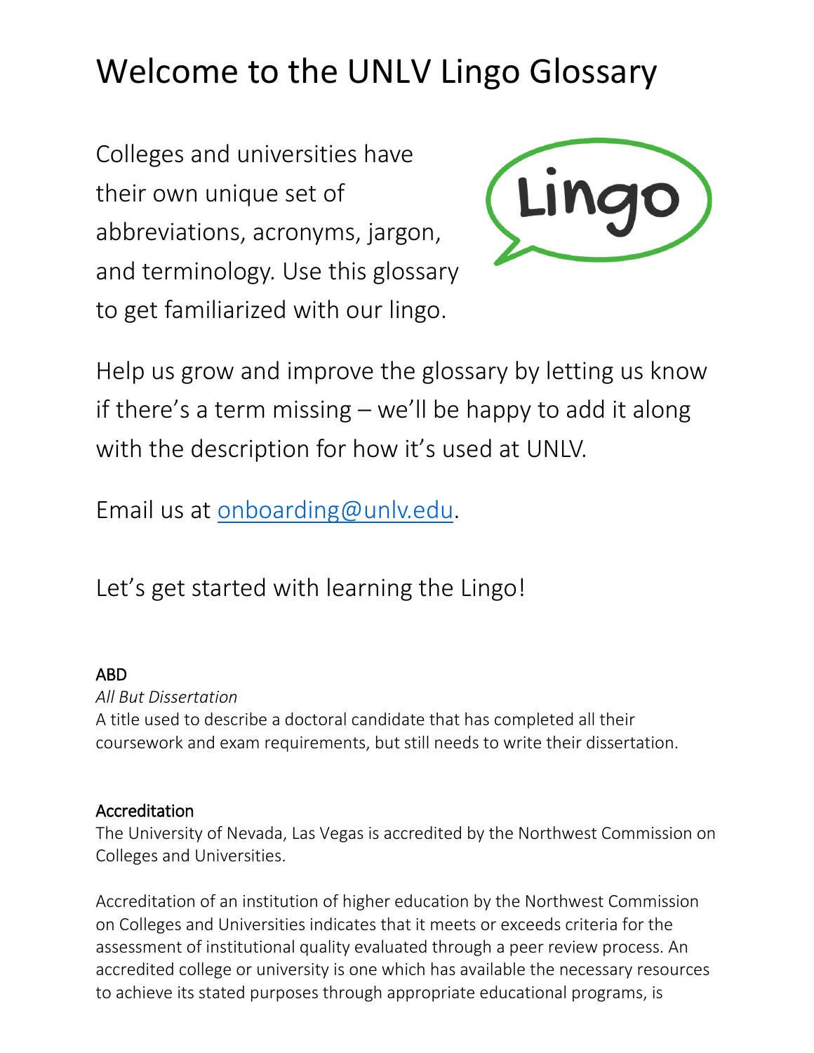# Welcome to the UNLV Lingo Glossary

Colleges and universities have their own unique set of abbreviations, acronyms, jargon, and terminology. Use this glossary to get familiarized with our lingo.

Help us grow and improve the glossary by letting us know if there's a term missing – we'll be happy to add it along with the description for how it's used at UNLV.

Email us at [onboarding@unlv.edu](mailto:onboarding@unlv.edu).

Let's get started with learning the Lingo!

**ABD**
*All But Dissertation*
A title used to describe a doctoral candidate that has completed all their coursework and exam requirements, but still needs to write their dissertation.

**Accreditation**
The University of Nevada, Las Vegas is accredited by the Northwest Commission on Colleges and Universities.

Accreditation of an institution of higher education by the Northwest Commission on Colleges and Universities indicates that it meets or exceeds criteria for the assessment of institutional quality evaluated through a peer review process. An accredited college or university is one which has available the necessary resources to achieve its stated purposes through appropriate educational programs, is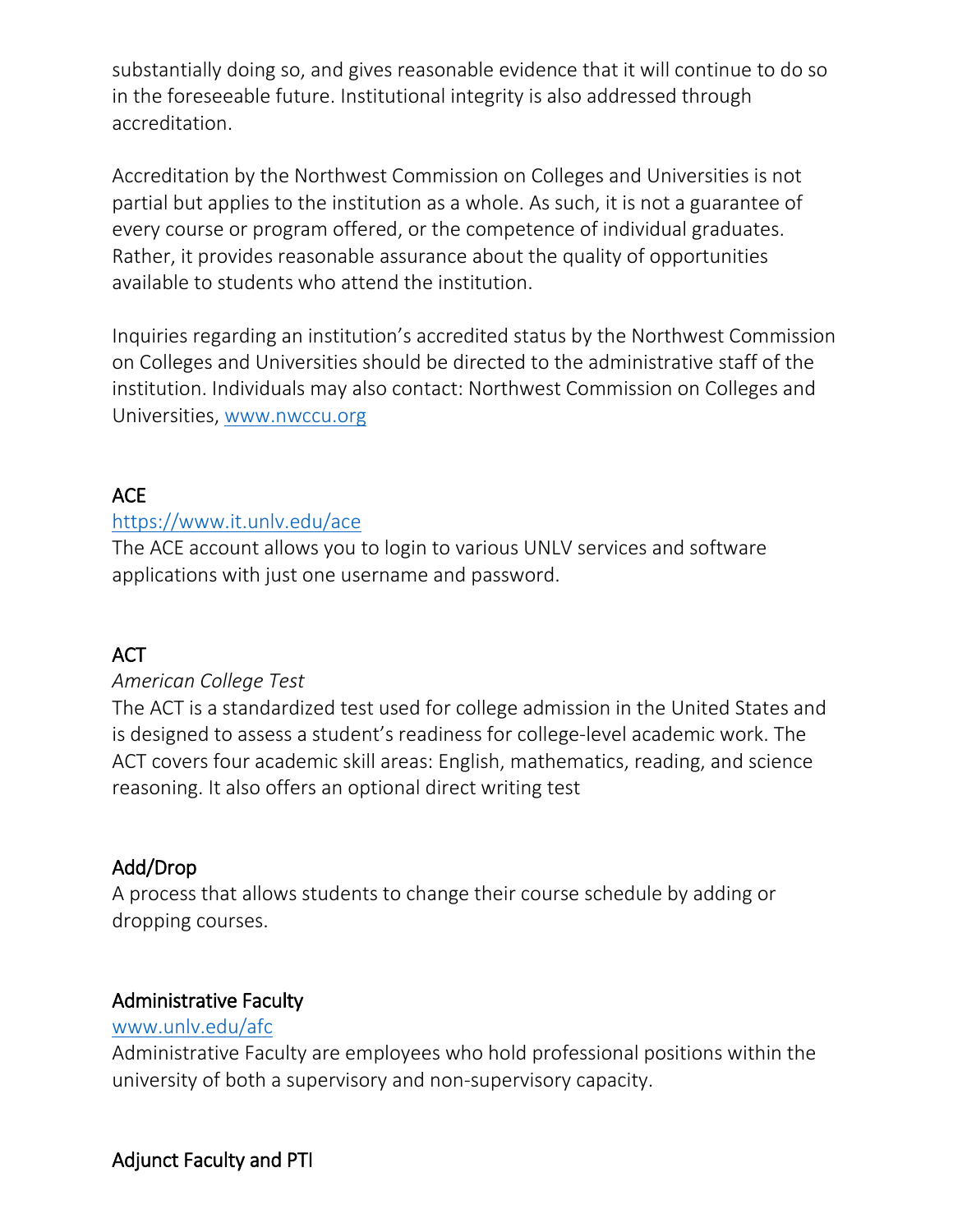substantially doing so, and gives reasonable evidence that it will continue to do so in the foreseeable future. Institutional integrity is also addressed through accreditation.

Accreditation by the Northwest Commission on Colleges and Universities is not partial but applies to the institution as a whole. As such, it is not a guarantee of every course or program offered, or the competence of individual graduates. Rather, it provides reasonable assurance about the quality of opportunities available to students who attend the institution.

Inquiries regarding an institution's accredited status by the Northwest Commission on Colleges and Universities should be directed to the administrative staff of the institution. Individuals may also contact: Northwest Commission on Colleges and Universities, [www.nwccu.org](www.nwccu.org)

### ACE

[https://www.it.unlv.edu/ace](https://www.it.unlv.edu/ace)

The ACE account allows you to login to various UNLV services and software applications with just one username and password.

### ACT

*American College Test*

The ACT is a standardized test used for college admission in the United States and is designed to assess a student's readiness for college-level academic work. The ACT covers four academic skill areas: English, mathematics, reading, and science reasoning. It also offers an optional direct writing test

### Add/Drop

A process that allows students to change their course schedule by adding or dropping courses.

### Administrative Faculty

[www.unlv.edu/afc](www.unlv.edu/afc)

Administrative Faculty are employees who hold professional positions within the university of both a supervisory and non-supervisory capacity.

### Adjunct Faculty and PTI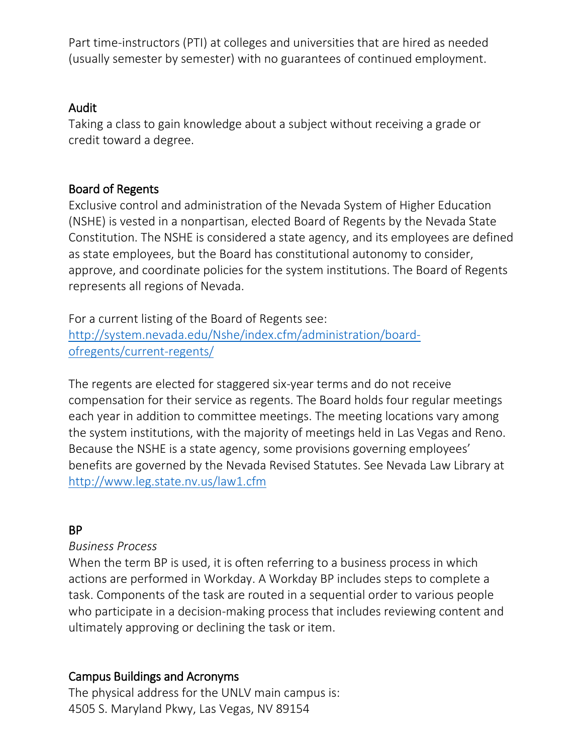Part time-instructors (PTI) at colleges and universities that are hired as needed (usually semester by semester) with no guarantees of continued employment.

## Audit

Taking a class to gain knowledge about a subject without receiving a grade or credit toward a degree.

## Board of Regents

Exclusive control and administration of the Nevada System of Higher Education (NSHE) is vested in a nonpartisan, elected Board of Regents by the Nevada State Constitution. The NSHE is considered a state agency, and its employees are defined as state employees, but the Board has constitutional autonomy to consider, approve, and coordinate policies for the system institutions. The Board of Regents represents all regions of Nevada.

For a current listing of the Board of Regents see: [http://system.nevada.edu/Nshe/index.cfm/administration/board-ofregents/current-regents/](http://system.nevada.edu/Nshe/index.cfm/administration/board-ofregents/current-regents/)

The regents are elected for staggered six-year terms and do not receive compensation for their service as regents. The Board holds four regular meetings each year in addition to committee meetings. The meeting locations vary among the system institutions, with the majority of meetings held in Las Vegas and Reno. Because the NSHE is a state agency, some provisions governing employees' benefits are governed by the Nevada Revised Statutes. See Nevada Law Library at [http://www.leg.state.nv.us/law1.cfm](http://www.leg.state.nv.us/law1.cfm)

## BP

*Business Process*

When the term BP is used, it is often referring to a business process in which actions are performed in Workday. A Workday BP includes steps to complete a task. Components of the task are routed in a sequential order to various people who participate in a decision-making process that includes reviewing content and ultimately approving or declining the task or item.

## Campus Buildings and Acronyms

The physical address for the UNLV main campus is:
4505 S. Maryland Pkwy, Las Vegas, NV 89154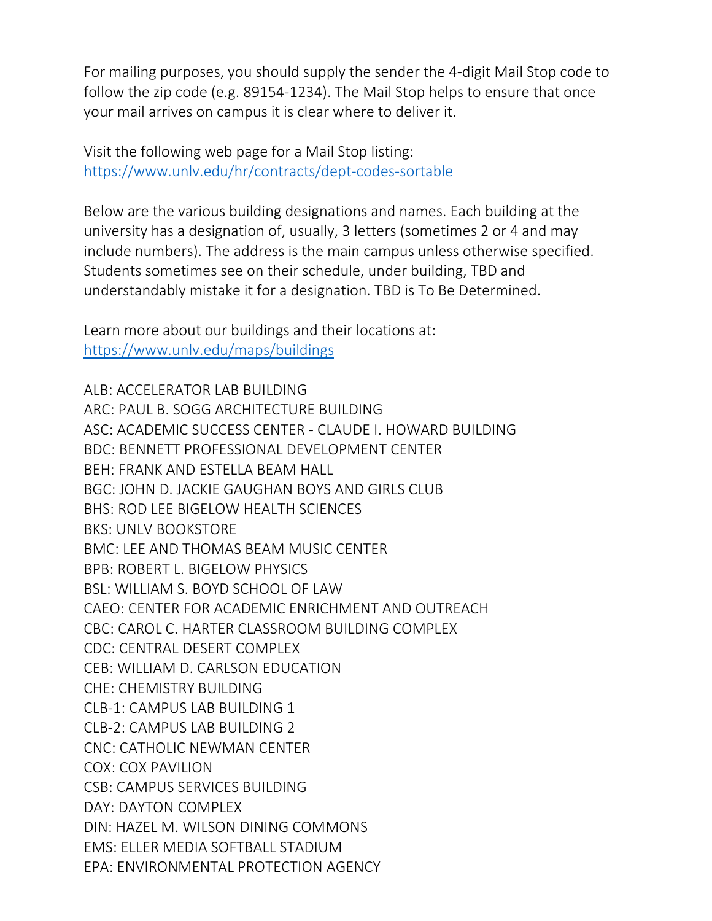For mailing purposes, you should supply the sender the 4-digit Mail Stop code to follow the zip code (e.g. 89154-1234). The Mail Stop helps to ensure that once your mail arrives on campus it is clear where to deliver it.

Visit the following web page for a Mail Stop listing:
https://www.unlv.edu/hr/contracts/dept-codes-sortable

Below are the various building designations and names. Each building at the university has a designation of, usually, 3 letters (sometimes 2 or 4 and may include numbers). The address is the main campus unless otherwise specified. Students sometimes see on their schedule, under building, TBD and understandably mistake it for a designation. TBD is To Be Determined.

Learn more about our buildings and their locations at:
https://www.unlv.edu/maps/buildings

ALB: ACCELERATOR LAB BUILDING
ARC: PAUL B. SOGG ARCHITECTURE BUILDING
ASC: ACADEMIC SUCCESS CENTER - CLAUDE I. HOWARD BUILDING
BDC: BENNETT PROFESSIONAL DEVELOPMENT CENTER
BEH: FRANK AND ESTELLA BEAM HALL
BGC: JOHN D. JACKIE GAUGHAN BOYS AND GIRLS CLUB
BHS: ROD LEE BIGELOW HEALTH SCIENCES
BKS: UNLV BOOKSTORE
BMC: LEE AND THOMAS BEAM MUSIC CENTER
BPB: ROBERT L. BIGELOW PHYSICS
BSL: WILLIAM S. BOYD SCHOOL OF LAW
CAEO: CENTER FOR ACADEMIC ENRICHMENT AND OUTREACH
CBC: CAROL C. HARTER CLASSROOM BUILDING COMPLEX
CDC: CENTRAL DESERT COMPLEX
CEB: WILLIAM D. CARLSON EDUCATION
CHE: CHEMISTRY BUILDING
CLB-1: CAMPUS LAB BUILDING 1
CLB-2: CAMPUS LAB BUILDING 2
CNC: CATHOLIC NEWMAN CENTER
COX: COX PAVILION
CSB: CAMPUS SERVICES BUILDING
DAY: DAYTON COMPLEX
DIN: HAZEL M. WILSON DINING COMMONS
EMS: ELLER MEDIA SOFTBALL STADIUM
EPA: ENVIRONMENTAL PROTECTION AGENCY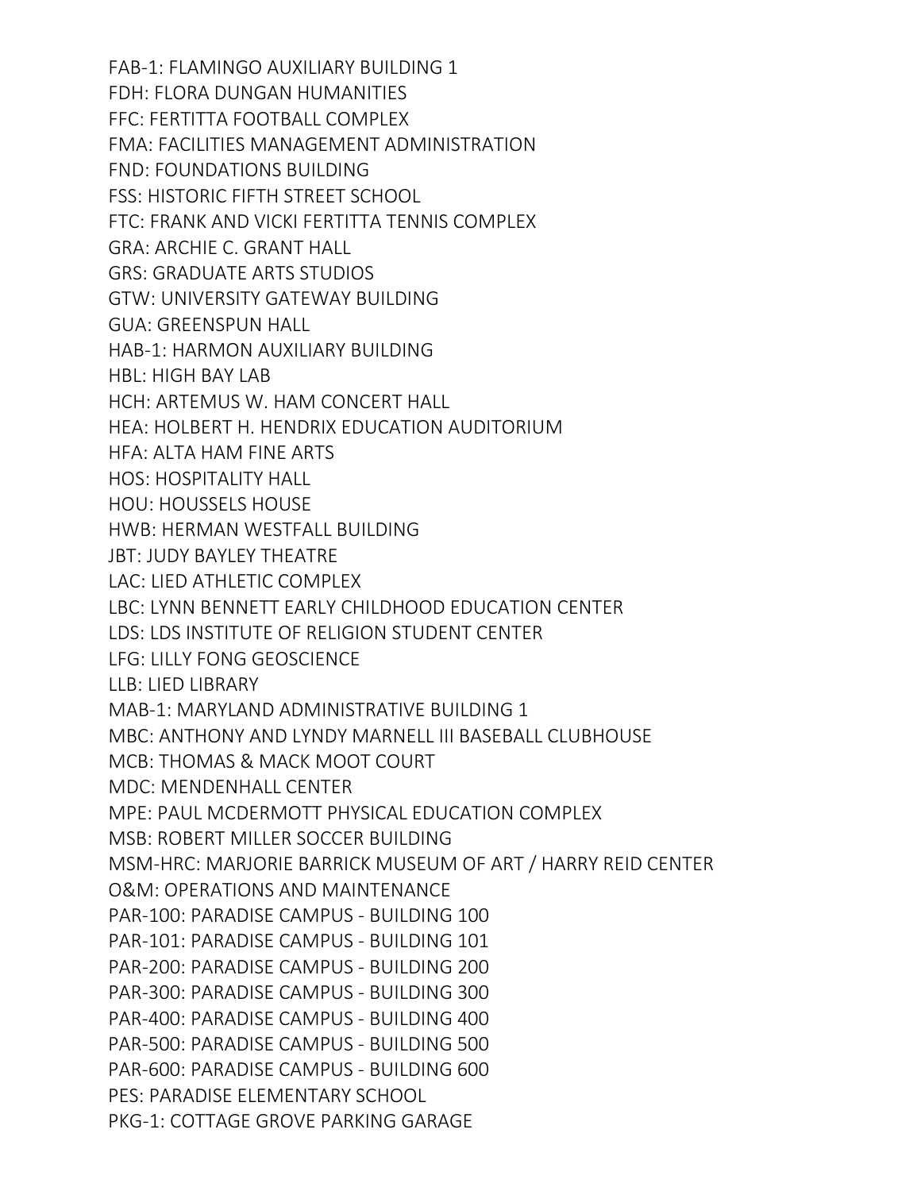FAB-1: FLAMINGO AUXILIARY BUILDING 1
FDH: FLORA DUNGAN HUMANITIES
FFC: FERTITTA FOOTBALL COMPLEX
FMA: FACILITIES MANAGEMENT ADMINISTRATION
FND: FOUNDATIONS BUILDING
FSS: HISTORIC FIFTH STREET SCHOOL
FTC: FRANK AND VICKI FERTITTA TENNIS COMPLEX
GRA: ARCHIE C. GRANT HALL
GRS: GRADUATE ARTS STUDIOS
GTW: UNIVERSITY GATEWAY BUILDING
GUA: GREENSPUN HALL
HAB-1: HARMON AUXILIARY BUILDING
HBL: HIGH BAY LAB
HCH: ARTEMUS W. HAM CONCERT HALL
HEA: HOLBERT H. HENDRIX EDUCATION AUDITORIUM
HFA: ALTA HAM FINE ARTS
HOS: HOSPITALITY HALL
HOU: HOUSSELS HOUSE
HWB: HERMAN WESTFALL BUILDING
JBT: JUDY BAYLEY THEATRE
LAC: LIED ATHLETIC COMPLEX
LBC: LYNN BENNETT EARLY CHILDHOOD EDUCATION CENTER
LDS: LDS INSTITUTE OF RELIGION STUDENT CENTER
LFG: LILLY FONG GEOSCIENCE
LLB: LIED LIBRARY
MAB-1: MARYLAND ADMINISTRATIVE BUILDING 1
MBC: ANTHONY AND LYNDY MARNELL III BASEBALL CLUBHOUSE
MCB: THOMAS & MACK MOOT COURT
MDC: MENDENHALL CENTER
MPE: PAUL MCDERMOTT PHYSICAL EDUCATION COMPLEX
MSB: ROBERT MILLER SOCCER BUILDING
MSM-HRC: MARJORIE BARRICK MUSEUM OF ART / HARRY REID CENTER
O&M: OPERATIONS AND MAINTENANCE
PAR-100: PARADISE CAMPUS - BUILDING 100
PAR-101: PARADISE CAMPUS - BUILDING 101
PAR-200: PARADISE CAMPUS - BUILDING 200
PAR-300: PARADISE CAMPUS - BUILDING 300
PAR-400: PARADISE CAMPUS - BUILDING 400
PAR-500: PARADISE CAMPUS - BUILDING 500
PAR-600: PARADISE CAMPUS - BUILDING 600
PES: PARADISE ELEMENTARY SCHOOL
PKG-1: COTTAGE GROVE PARKING GARAGE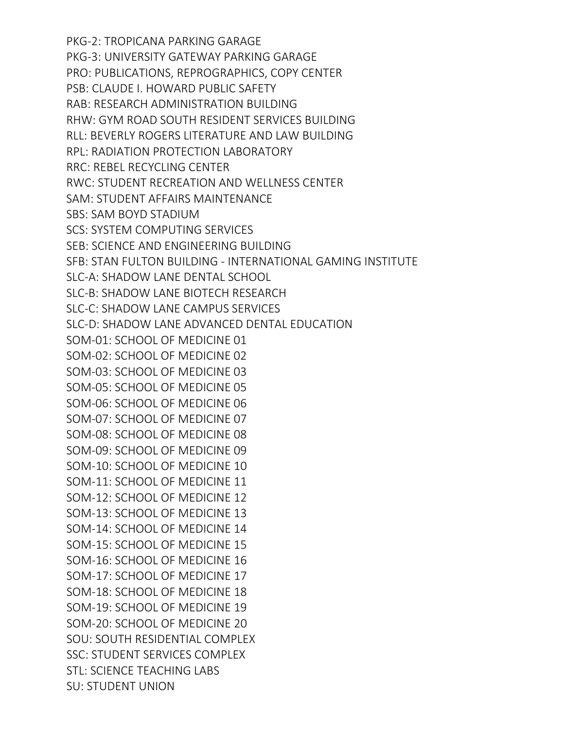PKG-2: TROPICANA PARKING GARAGE
PKG-3: UNIVERSITY GATEWAY PARKING GARAGE
PRO: PUBLICATIONS, REPROGRAPHICS, COPY CENTER
PSB: CLAUDE I. HOWARD PUBLIC SAFETY
RAB: RESEARCH ADMINISTRATION BUILDING
RHW: GYM ROAD SOUTH RESIDENT SERVICES BUILDING
RLL: BEVERLY ROGERS LITERATURE AND LAW BUILDING
RPL: RADIATION PROTECTION LABORATORY
RRC: REBEL RECYCLING CENTER
RWC: STUDENT RECREATION AND WELLNESS CENTER
SAM: STUDENT AFFAIRS MAINTENANCE
SBS: SAM BOYD STADIUM
SCS: SYSTEM COMPUTING SERVICES
SEB: SCIENCE AND ENGINEERING BUILDING
SFB: STAN FULTON BUILDING - INTERNATIONAL GAMING INSTITUTE
SLC-A: SHADOW LANE DENTAL SCHOOL
SLC-B: SHADOW LANE BIOTECH RESEARCH
SLC-C: SHADOW LANE CAMPUS SERVICES
SLC-D: SHADOW LANE ADVANCED DENTAL EDUCATION
SOM-01: SCHOOL OF MEDICINE 01
SOM-02: SCHOOL OF MEDICINE 02
SOM-03: SCHOOL OF MEDICINE 03
SOM-05: SCHOOL OF MEDICINE 05
SOM-06: SCHOOL OF MEDICINE 06
SOM-07: SCHOOL OF MEDICINE 07
SOM-08: SCHOOL OF MEDICINE 08
SOM-09: SCHOOL OF MEDICINE 09
SOM-10: SCHOOL OF MEDICINE 10
SOM-11: SCHOOL OF MEDICINE 11
SOM-12: SCHOOL OF MEDICINE 12
SOM-13: SCHOOL OF MEDICINE 13
SOM-14: SCHOOL OF MEDICINE 14
SOM-15: SCHOOL OF MEDICINE 15
SOM-16: SCHOOL OF MEDICINE 16
SOM-17: SCHOOL OF MEDICINE 17
SOM-18: SCHOOL OF MEDICINE 18
SOM-19: SCHOOL OF MEDICINE 19
SOM-20: SCHOOL OF MEDICINE 20
SOU: SOUTH RESIDENTIAL COMPLEX
SSC: STUDENT SERVICES COMPLEX
STL: SCIENCE TEACHING LABS
SU: STUDENT UNION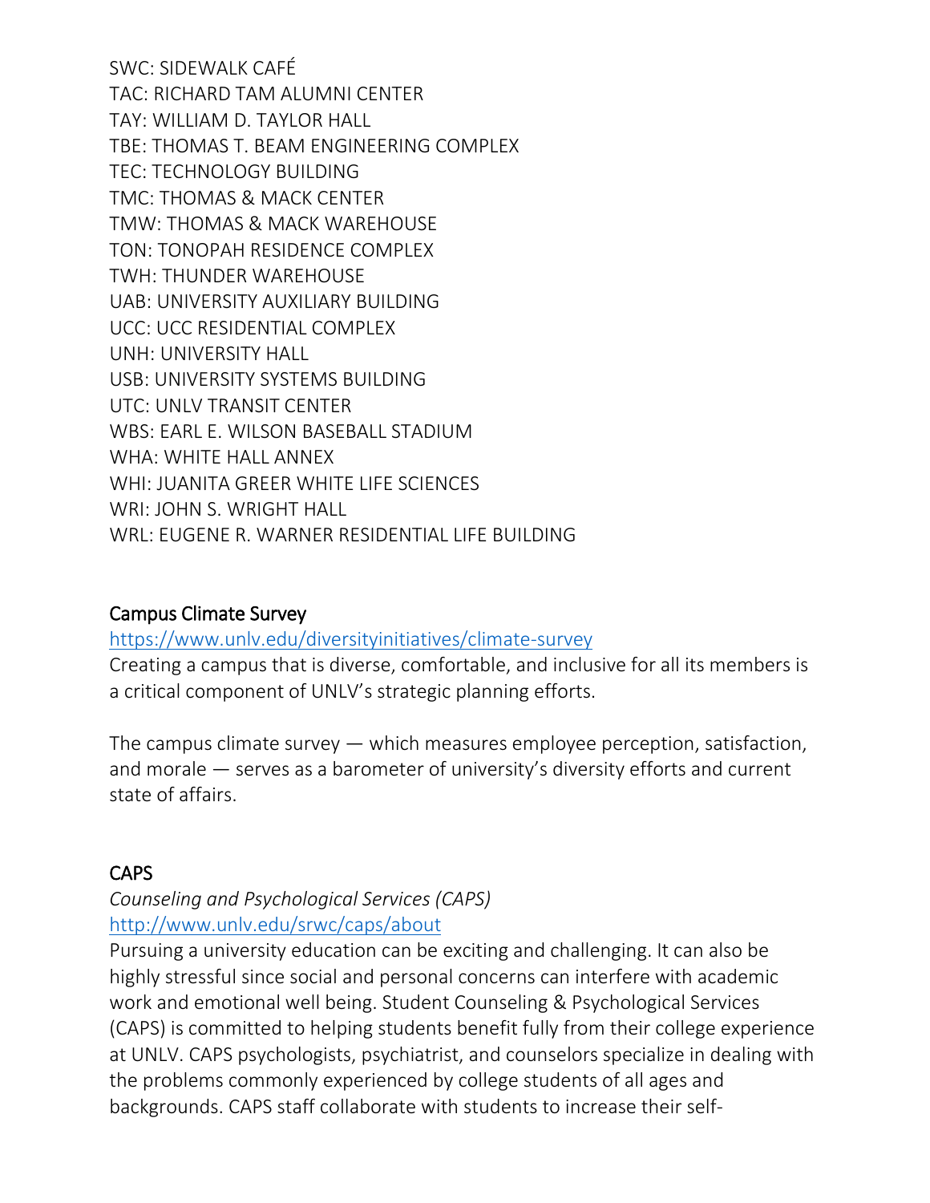SWC: SIDEWALK CAFÉ
TAC: RICHARD TAM ALUMNI CENTER
TAY: WILLIAM D. TAYLOR HALL
TBE: THOMAS T. BEAM ENGINEERING COMPLEX
TEC: TECHNOLOGY BUILDING
TMC: THOMAS & MACK CENTER
TMW: THOMAS & MACK WAREHOUSE
TON: TONOPAH RESIDENCE COMPLEX
TWH: THUNDER WAREHOUSE
UAB: UNIVERSITY AUXILIARY BUILDING
UCC: UCC RESIDENTIAL COMPLEX
UNH: UNIVERSITY HALL
USB: UNIVERSITY SYSTEMS BUILDING
UTC: UNLV TRANSIT CENTER
WBS: EARL E. WILSON BASEBALL STADIUM
WHA: WHITE HALL ANNEX
WHI: JUANITA GREER WHITE LIFE SCIENCES
WRI: JOHN S. WRIGHT HALL
WRL: EUGENE R. WARNER RESIDENTIAL LIFE BUILDING

## Campus Climate Survey

https://www.unlv.edu/diversityinitiatives/climate-survey

Creating a campus that is diverse, comfortable, and inclusive for all its members is a critical component of UNLV's strategic planning efforts.

The campus climate survey — which measures employee perception, satisfaction, and morale — serves as a barometer of university's diversity efforts and current state of affairs.

## CAPS

*Counseling and Psychological Services (CAPS)*

http://www.unlv.edu/srwc/caps/about

Pursuing a university education can be exciting and challenging. It can also be highly stressful since social and personal concerns can interfere with academic work and emotional well being. Student Counseling & Psychological Services (CAPS) is committed to helping students benefit fully from their college experience at UNLV. CAPS psychologists, psychiatrist, and counselors specialize in dealing with the problems commonly experienced by college students of all ages and backgrounds. CAPS staff collaborate with students to increase their self-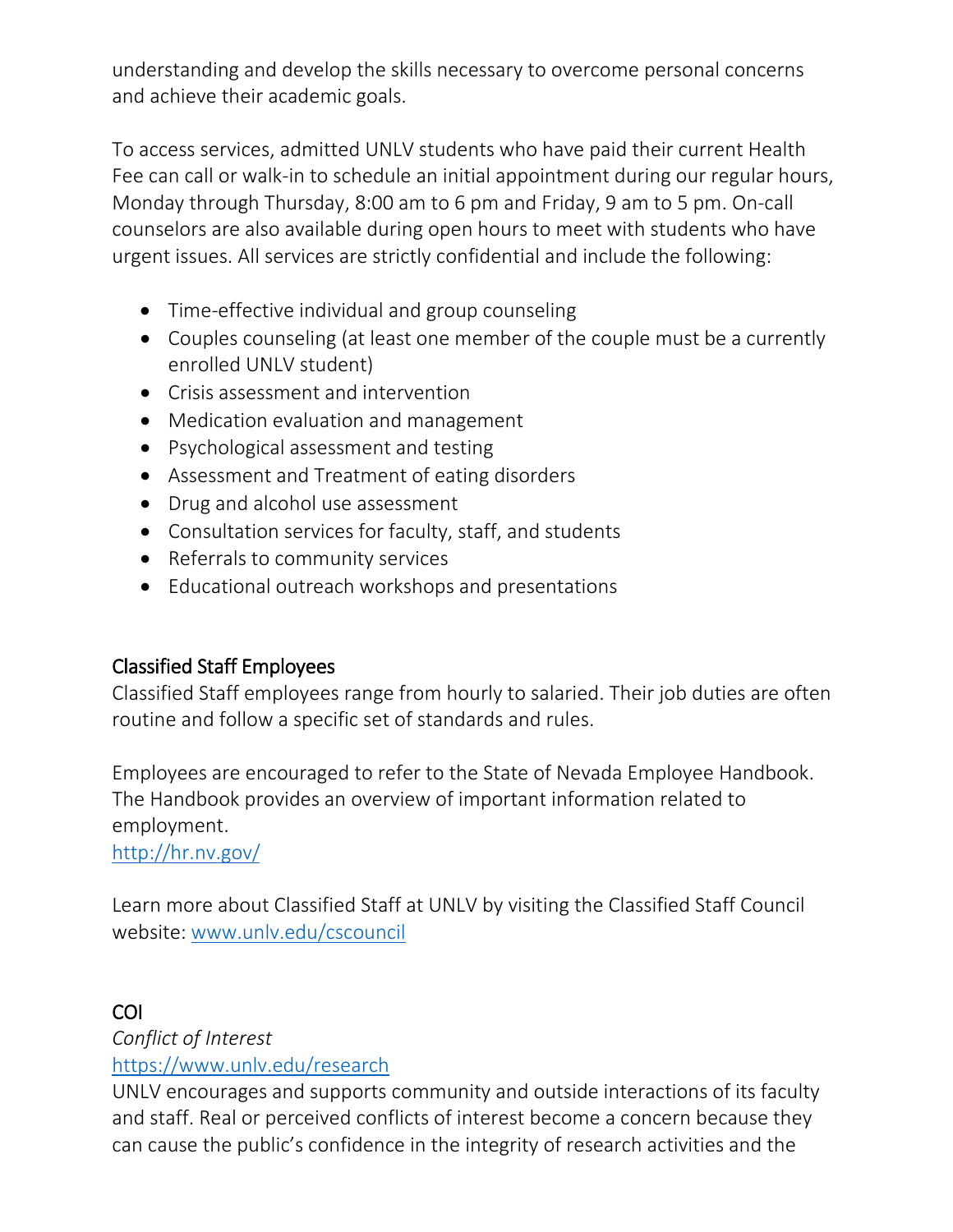understanding and develop the skills necessary to overcome personal concerns and achieve their academic goals.

To access services, admitted UNLV students who have paid their current Health Fee can call or walk-in to schedule an initial appointment during our regular hours, Monday through Thursday, 8:00 am to 6 pm and Friday, 9 am to 5 pm. On-call counselors are also available during open hours to meet with students who have urgent issues. All services are strictly confidential and include the following:

- Time-effective individual and group counseling
- Couples counseling (at least one member of the couple must be a currently enrolled UNLV student)
- Crisis assessment and intervention
- Medication evaluation and management
- Psychological assessment and testing
- Assessment and Treatment of eating disorders
- Drug and alcohol use assessment
- Consultation services for faculty, staff, and students
- Referrals to community services
- Educational outreach workshops and presentations

## Classified Staff Employees

Classified Staff employees range from hourly to salaried. Their job duties are often routine and follow a specific set of standards and rules.

Employees are encouraged to refer to the State of Nevada Employee Handbook. The Handbook provides an overview of important information related to employment.
http://hr.nv.gov/

Learn more about Classified Staff at UNLV by visiting the Classified Staff Council website: www.unlv.edu/cscouncil

## COI

*Conflict of Interest*
https://www.unlv.edu/research
UNLV encourages and supports community and outside interactions of its faculty and staff. Real or perceived conflicts of interest become a concern because they can cause the public's confidence in the integrity of research activities and the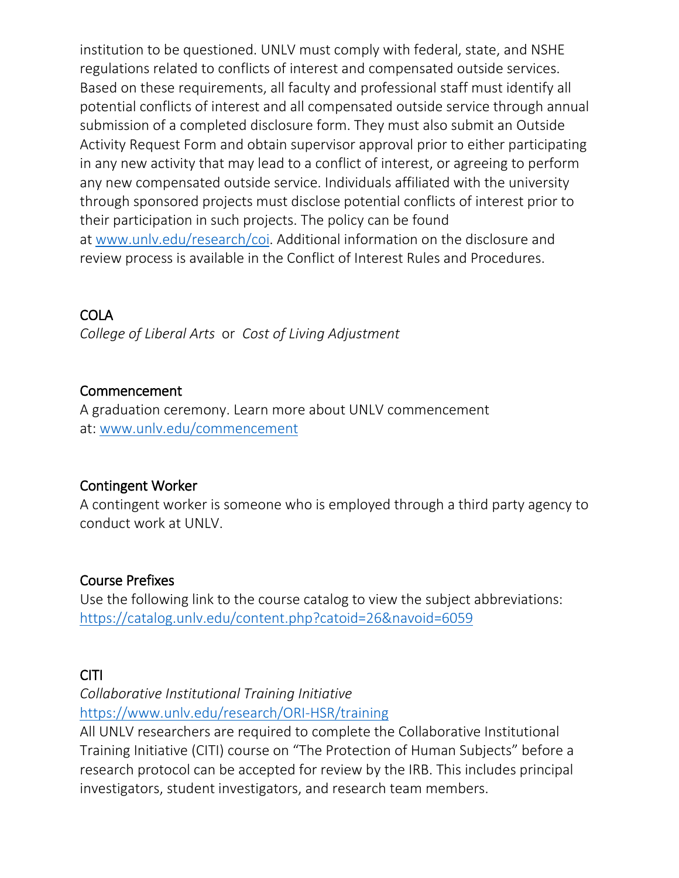institution to be questioned. UNLV must comply with federal, state, and NSHE regulations related to conflicts of interest and compensated outside services. Based on these requirements, all faculty and professional staff must identify all potential conflicts of interest and all compensated outside service through annual submission of a completed disclosure form. They must also submit an Outside Activity Request Form and obtain supervisor approval prior to either participating in any new activity that may lead to a conflict of interest, or agreeing to perform any new compensated outside service. Individuals affiliated with the university through sponsored projects must disclose potential conflicts of interest prior to their participation in such projects. The policy can be found at [www.unlv.edu/research/coi](www.unlv.edu/research/coi). Additional information on the disclosure and review process is available in the Conflict of Interest Rules and Procedures.

### COLA

*College of Liberal Arts* or *Cost of Living Adjustment*

### Commencement

A graduation ceremony. Learn more about UNLV commencement at: [www.unlv.edu/commencement](www.unlv.edu/commencement)

### Contingent Worker

A contingent worker is someone who is employed through a third party agency to conduct work at UNLV.

### Course Prefixes

Use the following link to the course catalog to view the subject abbreviations: [https://catalog.unlv.edu/content.php?catoid=26&navoid=6059](https://catalog.unlv.edu/content.php?catoid=26&navoid=6059)

### CITI

*Collaborative Institutional Training Initiative*
[https://www.unlv.edu/research/ORI-HSR/training](https://www.unlv.edu/research/ORI-HSR/training)
All UNLV researchers are required to complete the Collaborative Institutional Training Initiative (CITI) course on "The Protection of Human Subjects" before a research protocol can be accepted for review by the IRB. This includes principal investigators, student investigators, and research team members.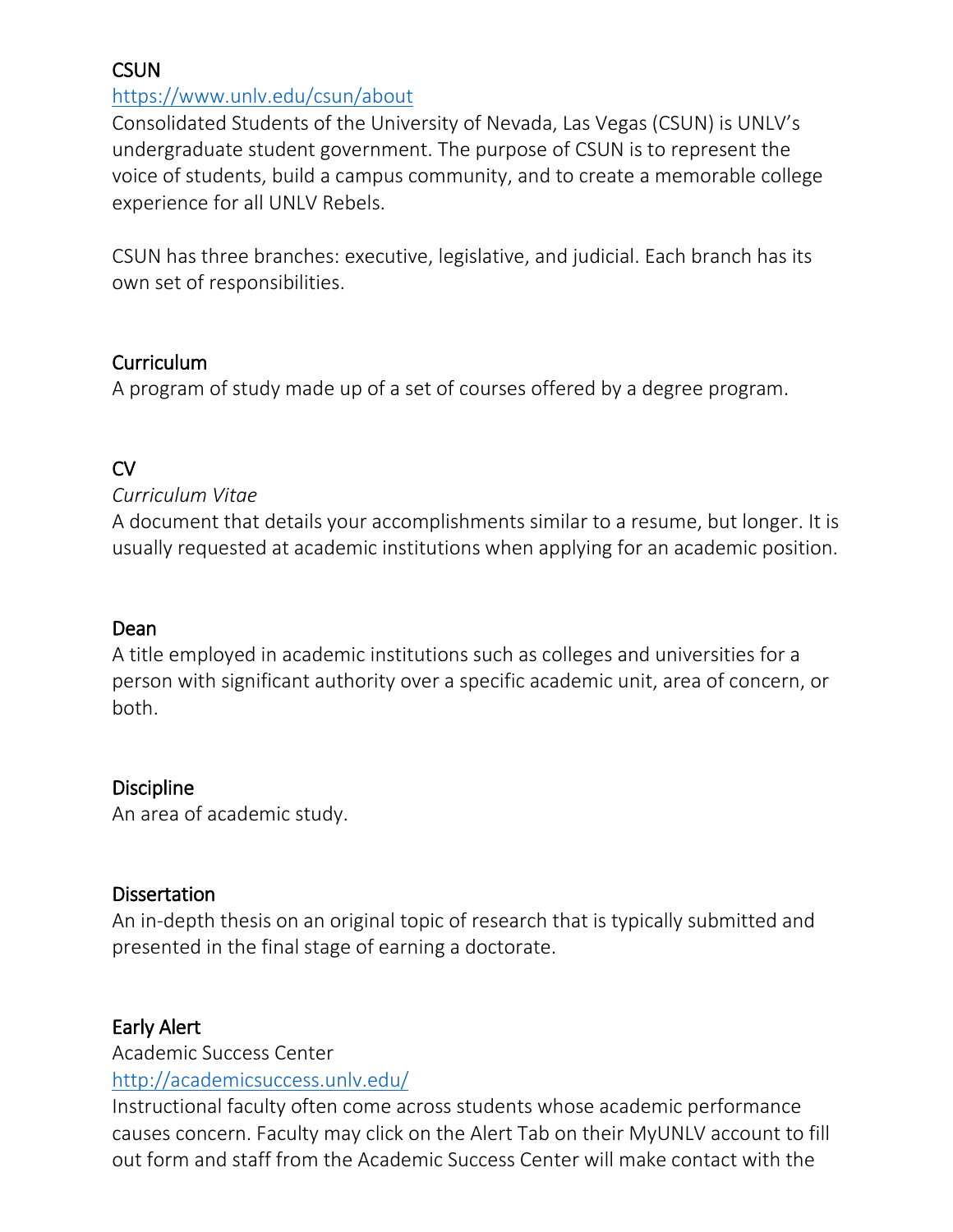### CSUN

https://www.unlv.edu/csun/about

Consolidated Students of the University of Nevada, Las Vegas (CSUN) is UNLV's undergraduate student government. The purpose of CSUN is to represent the voice of students, build a campus community, and to create a memorable college experience for all UNLV Rebels.

CSUN has three branches: executive, legislative, and judicial. Each branch has its own set of responsibilities.

### Curriculum

A program of study made up of a set of courses offered by a degree program.

### CV

*Curriculum Vitae*

A document that details your accomplishments similar to a resume, but longer. It is usually requested at academic institutions when applying for an academic position.

### Dean

A title employed in academic institutions such as colleges and universities for a person with significant authority over a specific academic unit, area of concern, or both.

### Discipline

An area of academic study.

### Dissertation

An in-depth thesis on an original topic of research that is typically submitted and presented in the final stage of earning a doctorate.

### Early Alert

Academic Success Center

http://academicsuccess.unlv.edu/

Instructional faculty often come across students whose academic performance causes concern. Faculty may click on the Alert Tab on their MyUNLV account to fill out form and staff from the Academic Success Center will make contact with the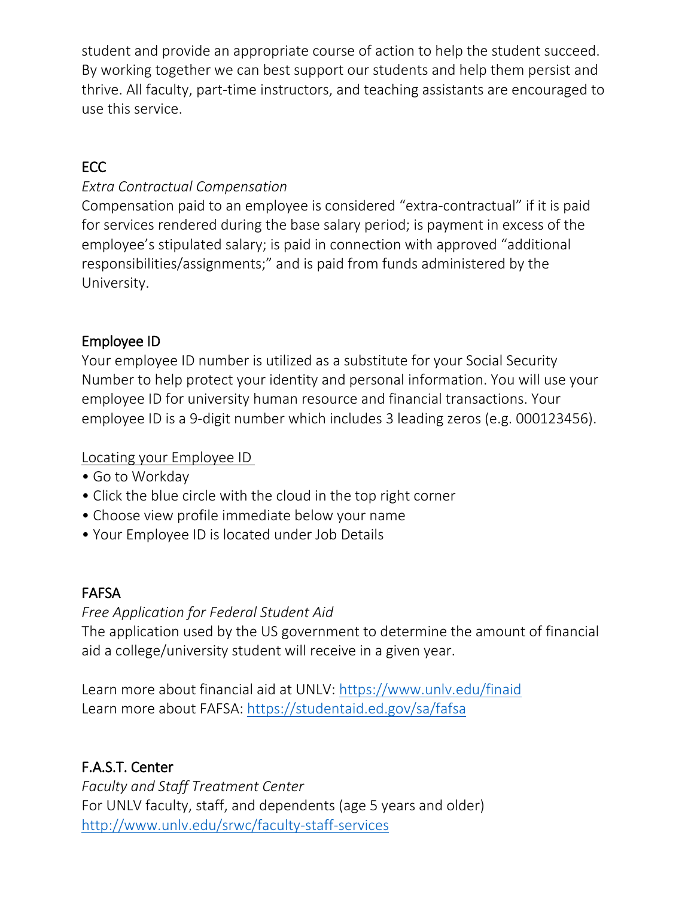student and provide an appropriate course of action to help the student succeed. By working together we can best support our students and help them persist and thrive. All faculty, part-time instructors, and teaching assistants are encouraged to use this service.

## ECC

*Extra Contractual Compensation*

Compensation paid to an employee is considered "extra-contractual" if it is paid for services rendered during the base salary period; is payment in excess of the employee's stipulated salary; is paid in connection with approved "additional responsibilities/assignments;" and is paid from funds administered by the University.

## Employee ID

Your employee ID number is utilized as a substitute for your Social Security Number to help protect your identity and personal information. You will use your employee ID for university human resource and financial transactions. Your employee ID is a 9-digit number which includes 3 leading zeros (e.g. 000123456).

<u>Locating your Employee ID</u>

- Go to Workday
- Click the blue circle with the cloud in the top right corner
- Choose view profile immediate below your name
- Your Employee ID is located under Job Details

## FAFSA

*Free Application for Federal Student Aid*

The application used by the US government to determine the amount of financial aid a college/university student will receive in a given year.

Learn more about financial aid at UNLV: https://www.unlv.edu/finaid
Learn more about FAFSA: https://studentaid.ed.gov/sa/fafsa

## F.A.S.T. Center

*Faculty and Staff Treatment Center*

For UNLV faculty, staff, and dependents (age 5 years and older)
http://www.unlv.edu/srwc/faculty-staff-services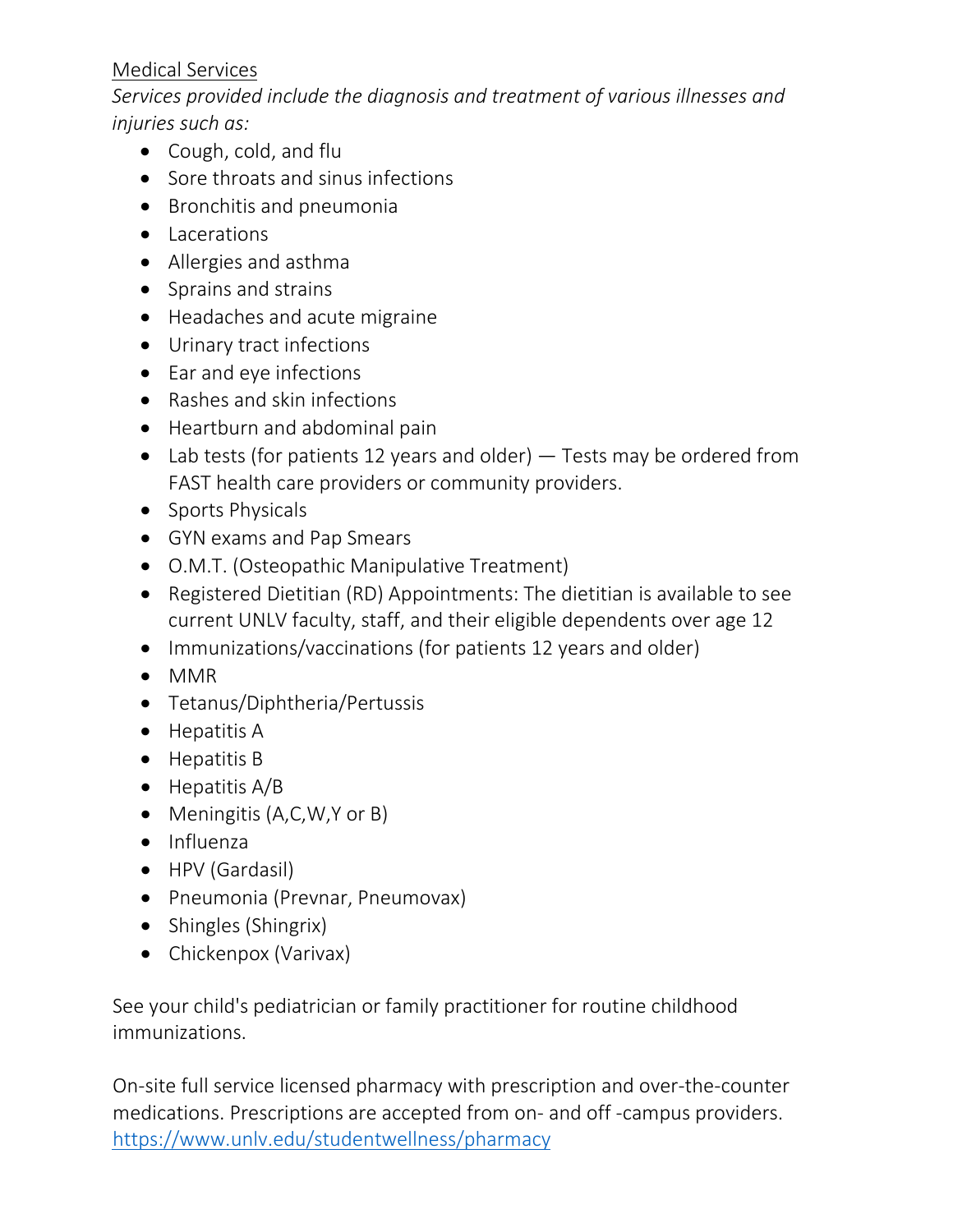Medical Services

*Services provided include the diagnosis and treatment of various illnesses and injuries such as:*

- Cough, cold, and flu
- Sore throats and sinus infections
- Bronchitis and pneumonia
- Lacerations
- Allergies and asthma
- Sprains and strains
- Headaches and acute migraine
- Urinary tract infections
- Ear and eye infections
- Rashes and skin infections
- Heartburn and abdominal pain
- Lab tests (for patients 12 years and older) — Tests may be ordered from FAST health care providers or community providers.
- Sports Physicals
- GYN exams and Pap Smears
- O.M.T. (Osteopathic Manipulative Treatment)
- Registered Dietitian (RD) Appointments: The dietitian is available to see current UNLV faculty, staff, and their eligible dependents over age 12
- Immunizations/vaccinations (for patients 12 years and older)
- MMR
- Tetanus/Diphtheria/Pertussis
- Hepatitis A
- Hepatitis B
- Hepatitis A/B
- Meningitis (A,C,W,Y or B)
- Influenza
- HPV (Gardasil)
- Pneumonia (Prevnar, Pneumovax)
- Shingles (Shingrix)
- Chickenpox (Varivax)

See your child's pediatrician or family practitioner for routine childhood immunizations.

On-site full service licensed pharmacy with prescription and over-the-counter medications. Prescriptions are accepted from on- and off -campus providers. https://www.unlv.edu/studentwellness/pharmacy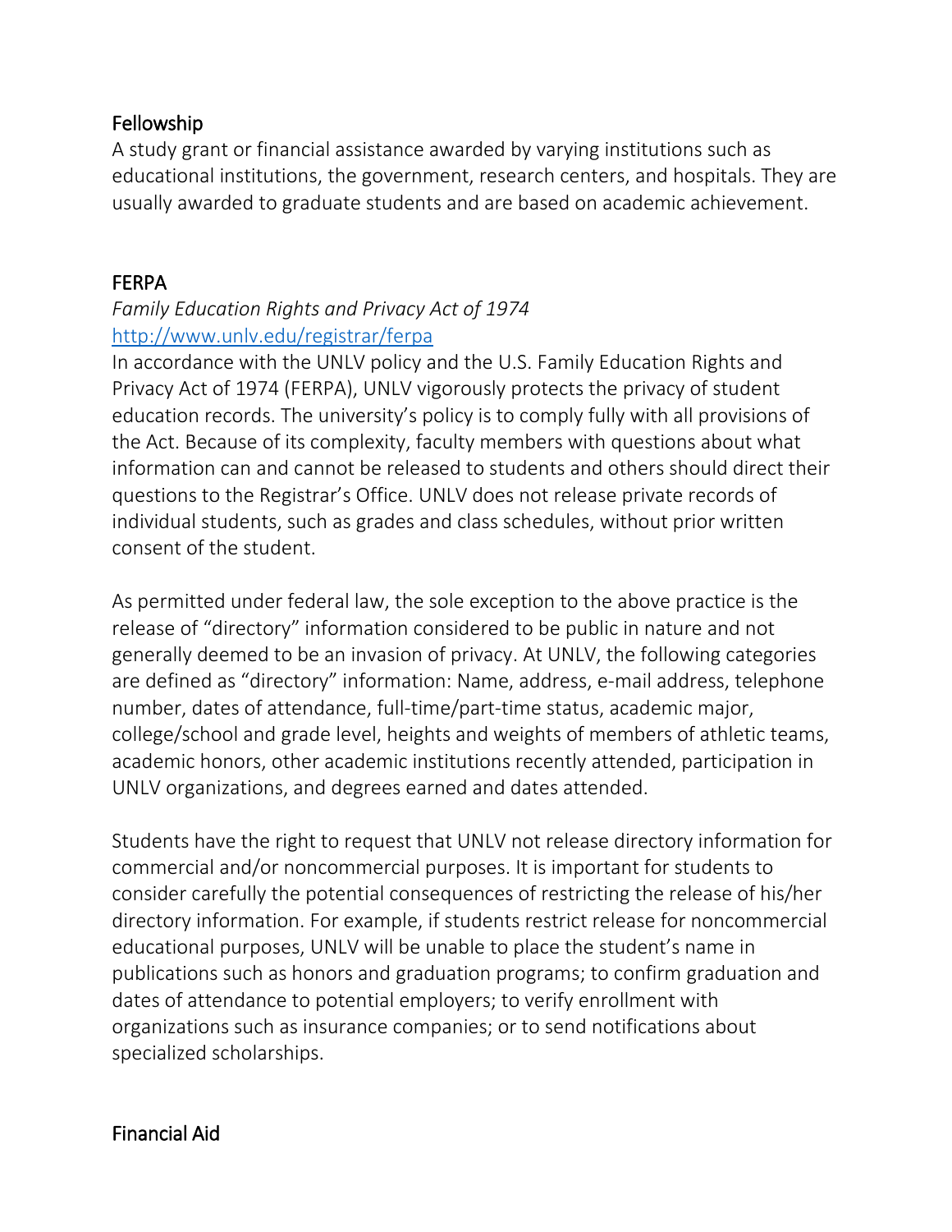## Fellowship

A study grant or financial assistance awarded by varying institutions such as educational institutions, the government, research centers, and hospitals. They are usually awarded to graduate students and are based on academic achievement.

## FERPA

*Family Education Rights and Privacy Act of 1974*
[http://www.unlv.edu/registrar/ferpa](http://www.unlv.edu/registrar/ferpa)

In accordance with the UNLV policy and the U.S. Family Education Rights and Privacy Act of 1974 (FERPA), UNLV vigorously protects the privacy of student education records. The university's policy is to comply fully with all provisions of the Act. Because of its complexity, faculty members with questions about what information can and cannot be released to students and others should direct their questions to the Registrar's Office. UNLV does not release private records of individual students, such as grades and class schedules, without prior written consent of the student.

As permitted under federal law, the sole exception to the above practice is the release of "directory" information considered to be public in nature and not generally deemed to be an invasion of privacy. At UNLV, the following categories are defined as "directory" information: Name, address, e-mail address, telephone number, dates of attendance, full-time/part-time status, academic major, college/school and grade level, heights and weights of members of athletic teams, academic honors, other academic institutions recently attended, participation in UNLV organizations, and degrees earned and dates attended.

Students have the right to request that UNLV not release directory information for commercial and/or noncommercial purposes. It is important for students to consider carefully the potential consequences of restricting the release of his/her directory information. For example, if students restrict release for noncommercial educational purposes, UNLV will be unable to place the student's name in publications such as honors and graduation programs; to confirm graduation and dates of attendance to potential employers; to verify enrollment with organizations such as insurance companies; or to send notifications about specialized scholarships.

## Financial Aid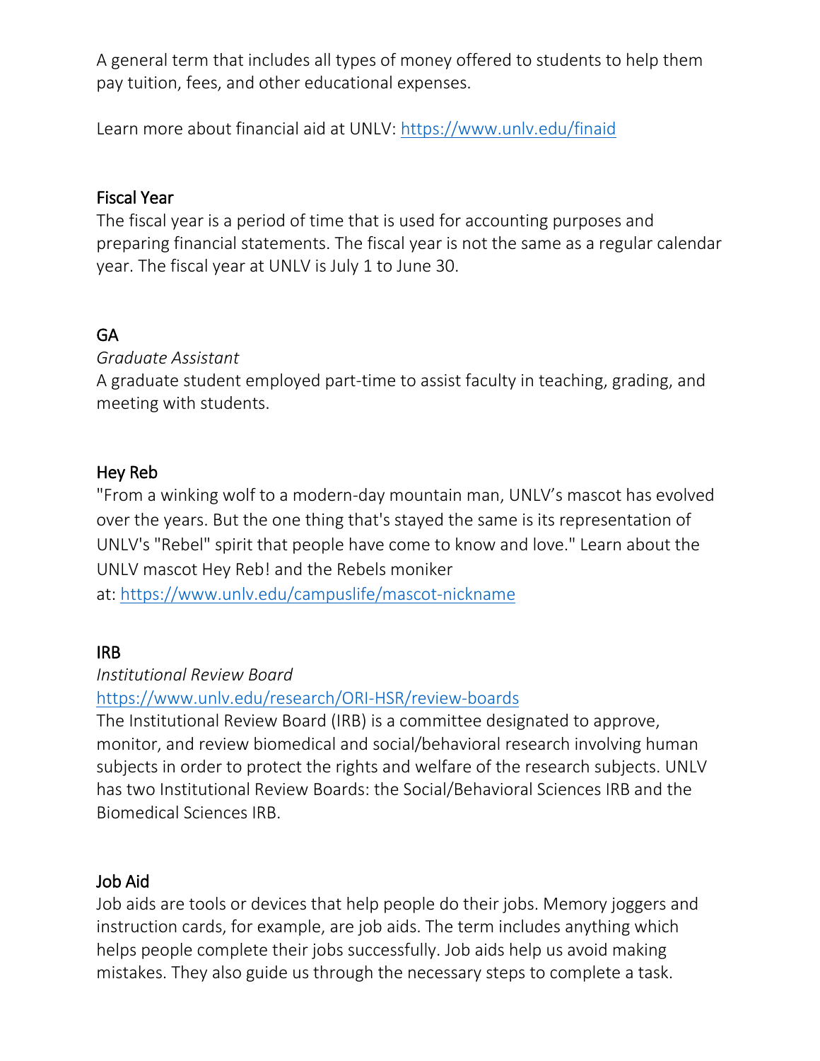A general term that includes all types of money offered to students to help them pay tuition, fees, and other educational expenses.

Learn more about financial aid at UNLV: [https://www.unlv.edu/finaid](https://www.unlv.edu/finaid)

### Fiscal Year

The fiscal year is a period of time that is used for accounting purposes and preparing financial statements. The fiscal year is not the same as a regular calendar year. The fiscal year at UNLV is July 1 to June 30.

### GA

*Graduate Assistant*

A graduate student employed part-time to assist faculty in teaching, grading, and meeting with students.

### Hey Reb

"From a winking wolf to a modern-day mountain man, UNLV's mascot has evolved over the years. But the one thing that's stayed the same is its representation of UNLV's "Rebel" spirit that people have come to know and love." Learn about the UNLV mascot Hey Reb! and the Rebels moniker at: [https://www.unlv.edu/campuslife/mascot-nickname](https://www.unlv.edu/campuslife/mascot-nickname)

### IRB

*Institutional Review Board*

[https://www.unlv.edu/research/ORI-HSR/review-boards](https://www.unlv.edu/research/ORI-HSR/review-boards)

The Institutional Review Board (IRB) is a committee designated to approve, monitor, and review biomedical and social/behavioral research involving human subjects in order to protect the rights and welfare of the research subjects. UNLV has two Institutional Review Boards: the Social/Behavioral Sciences IRB and the Biomedical Sciences IRB.

### Job Aid

Job aids are tools or devices that help people do their jobs. Memory joggers and instruction cards, for example, are job aids. The term includes anything which helps people complete their jobs successfully. Job aids help us avoid making mistakes. They also guide us through the necessary steps to complete a task.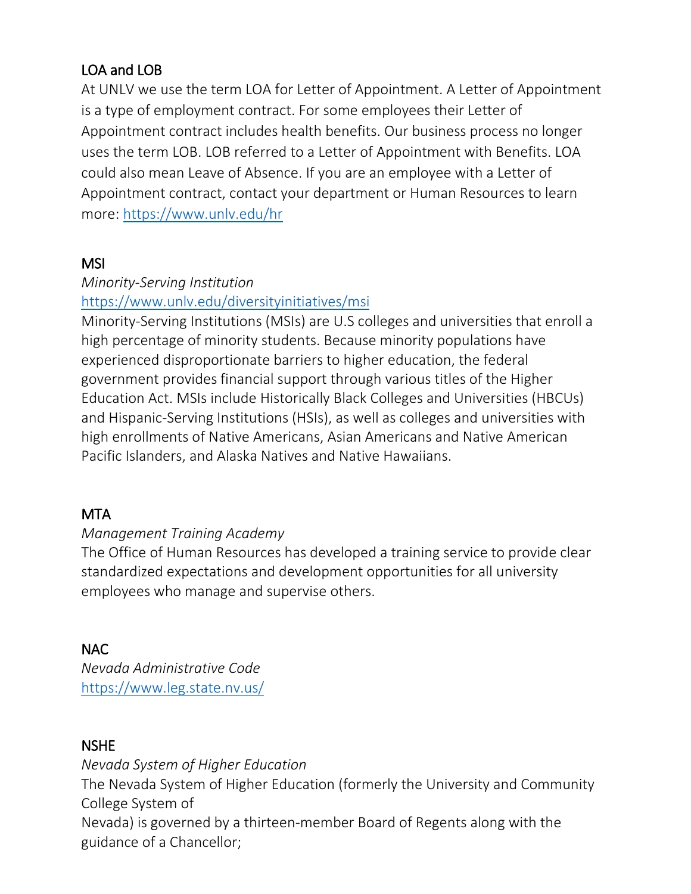## LOA and LOB

At UNLV we use the term LOA for Letter of Appointment. A Letter of Appointment is a type of employment contract. For some employees their Letter of Appointment contract includes health benefits. Our business process no longer uses the term LOB. LOB referred to a Letter of Appointment with Benefits. LOA could also mean Leave of Absence. If you are an employee with a Letter of Appointment contract, contact your department or Human Resources to learn more: https://www.unlv.edu/hr

## MSI

*Minority-Serving Institution*

https://www.unlv.edu/diversityinitiatives/msi

Minority-Serving Institutions (MSIs) are U.S colleges and universities that enroll a high percentage of minority students. Because minority populations have experienced disproportionate barriers to higher education, the federal government provides financial support through various titles of the Higher Education Act. MSIs include Historically Black Colleges and Universities (HBCUs) and Hispanic-Serving Institutions (HSIs), as well as colleges and universities with high enrollments of Native Americans, Asian Americans and Native American Pacific Islanders, and Alaska Natives and Native Hawaiians.

## MTA

*Management Training Academy*

The Office of Human Resources has developed a training service to provide clear standardized expectations and development opportunities for all university employees who manage and supervise others.

## NAC

*Nevada Administrative Code*

https://www.leg.state.nv.us/

## NSHE

*Nevada System of Higher Education*

The Nevada System of Higher Education (formerly the University and Community College System of
Nevada) is governed by a thirteen-member Board of Regents along with the guidance of a Chancellor;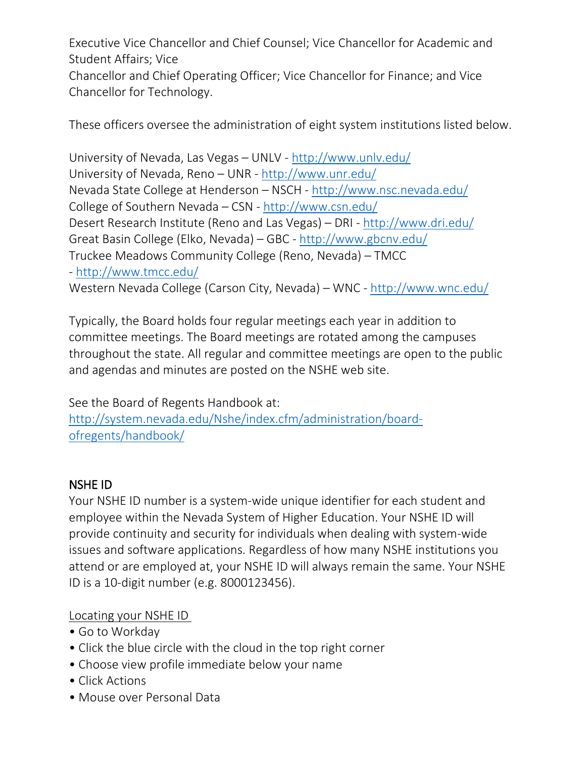Executive Vice Chancellor and Chief Counsel; Vice Chancellor for Academic and Student Affairs; Vice
Chancellor and Chief Operating Officer; Vice Chancellor for Finance; and Vice Chancellor for Technology.

These officers oversee the administration of eight system institutions listed below.

University of Nevada, Las Vegas – UNLV - http://www.unlv.edu/
University of Nevada, Reno – UNR - http://www.unr.edu/
Nevada State College at Henderson – NSCH - http://www.nsc.nevada.edu/
College of Southern Nevada – CSN - http://www.csn.edu/
Desert Research Institute (Reno and Las Vegas) – DRI - http://www.dri.edu/
Great Basin College (Elko, Nevada) – GBC - http://www.gbcnv.edu/
Truckee Meadows Community College (Reno, Nevada) – TMCC - http://www.tmcc.edu/
Western Nevada College (Carson City, Nevada) – WNC - http://www.wnc.edu/

Typically, the Board holds four regular meetings each year in addition to committee meetings. The Board meetings are rotated among the campuses throughout the state. All regular and committee meetings are open to the public and agendas and minutes are posted on the NSHE web site.

See the Board of Regents Handbook at:
http://system.nevada.edu/Nshe/index.cfm/administration/board-ofregents/handbook/

## NSHE ID

Your NSHE ID number is a system-wide unique identifier for each student and employee within the Nevada System of Higher Education. Your NSHE ID will provide continuity and security for individuals when dealing with system-wide issues and software applications. Regardless of how many NSHE institutions you attend or are employed at, your NSHE ID will always remain the same. Your NSHE ID is a 10-digit number (e.g. 8000123456).

Locating your NSHE ID

- Go to Workday
- Click the blue circle with the cloud in the top right corner
- Choose view profile immediate below your name
- Click Actions
- Mouse over Personal Data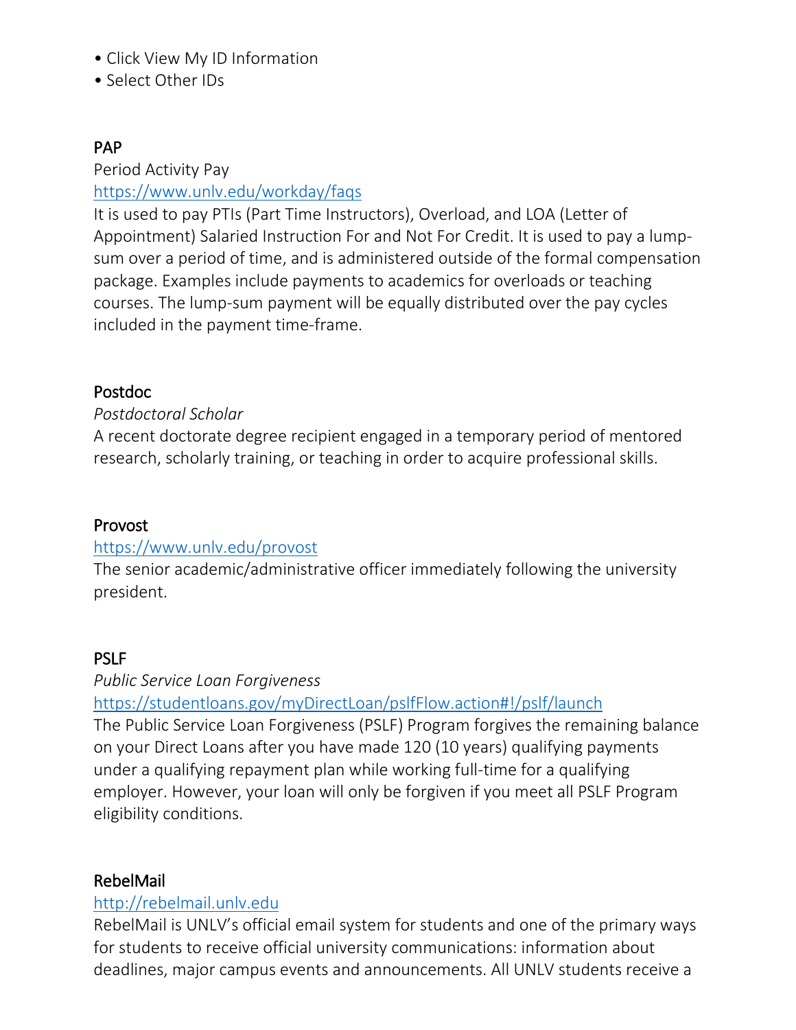- Click View My ID Information
- Select Other IDs

### PAP

Period Activity Pay

https://www.unlv.edu/workday/faqs

It is used to pay PTIs (Part Time Instructors), Overload, and LOA (Letter of Appointment) Salaried Instruction For and Not For Credit. It is used to pay a lump-sum over a period of time, and is administered outside of the formal compensation package. Examples include payments to academics for overloads or teaching courses. The lump-sum payment will be equally distributed over the pay cycles included in the payment time-frame.

### Postdoc

*Postdoctoral Scholar*

A recent doctorate degree recipient engaged in a temporary period of mentored research, scholarly training, or teaching in order to acquire professional skills.

### Provost

https://www.unlv.edu/provost

The senior academic/administrative officer immediately following the university president.

### PSLF

*Public Service Loan Forgiveness*

https://studentloans.gov/myDirectLoan/pslfFlow.action#!/pslf/launch

The Public Service Loan Forgiveness (PSLF) Program forgives the remaining balance on your Direct Loans after you have made 120 (10 years) qualifying payments under a qualifying repayment plan while working full-time for a qualifying employer. However, your loan will only be forgiven if you meet all PSLF Program eligibility conditions.

### RebelMail

http://rebelmail.unlv.edu

RebelMail is UNLV's official email system for students and one of the primary ways for students to receive official university communications: information about deadlines, major campus events and announcements. All UNLV students receive a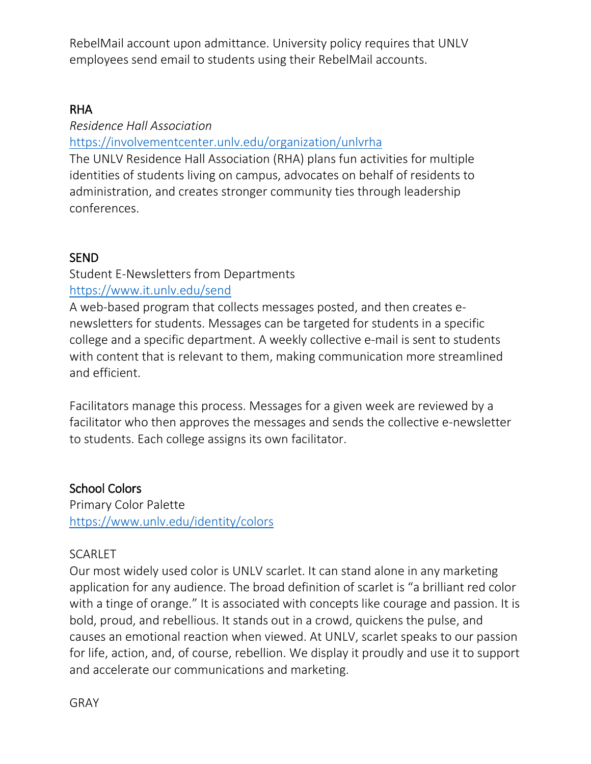RebelMail account upon admittance. University policy requires that UNLV employees send email to students using their RebelMail accounts.

## RHA

*Residence Hall Association*

https://involvementcenter.unlv.edu/organization/unlvrha

The UNLV Residence Hall Association (RHA) plans fun activities for multiple identities of students living on campus, advocates on behalf of residents to administration, and creates stronger community ties through leadership conferences.

## SEND

Student E-Newsletters from Departments

https://www.it.unlv.edu/send

A web-based program that collects messages posted, and then creates e-newsletters for students. Messages can be targeted for students in a specific college and a specific department. A weekly collective e-mail is sent to students with content that is relevant to them, making communication more streamlined and efficient.

Facilitators manage this process. Messages for a given week are reviewed by a facilitator who then approves the messages and sends the collective e-newsletter to students. Each college assigns its own facilitator.

## School Colors

Primary Color Palette

https://www.unlv.edu/identity/colors

SCARLET

Our most widely used color is UNLV scarlet. It can stand alone in any marketing application for any audience. The broad definition of scarlet is "a brilliant red color with a tinge of orange." It is associated with concepts like courage and passion. It is bold, proud, and rebellious. It stands out in a crowd, quickens the pulse, and causes an emotional reaction when viewed. At UNLV, scarlet speaks to our passion for life, action, and, of course, rebellion. We display it proudly and use it to support and accelerate our communications and marketing.

GRAY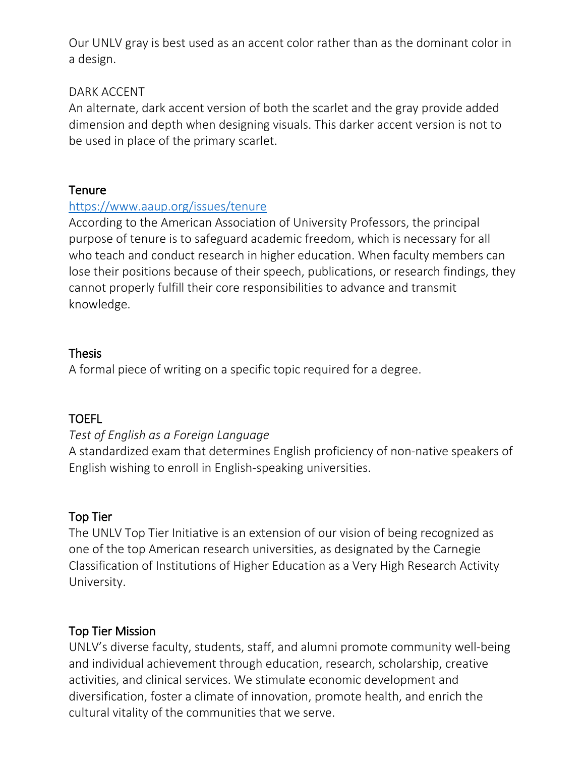Our UNLV gray is best used as an accent color rather than as the dominant color in a design.

DARK ACCENT
An alternate, dark accent version of both the scarlet and the gray provide added dimension and depth when designing visuals. This darker accent version is not to be used in place of the primary scarlet.

### Tenure

https://www.aaup.org/issues/tenure
According to the American Association of University Professors, the principal purpose of tenure is to safeguard academic freedom, which is necessary for all who teach and conduct research in higher education. When faculty members can lose their positions because of their speech, publications, or research findings, they cannot properly fulfill their core responsibilities to advance and transmit knowledge.

### Thesis

A formal piece of writing on a specific topic required for a degree.

### TOEFL

*Test of English as a Foreign Language*
A standardized exam that determines English proficiency of non-native speakers of English wishing to enroll in English-speaking universities.

### Top Tier

The UNLV Top Tier Initiative is an extension of our vision of being recognized as one of the top American research universities, as designated by the Carnegie Classification of Institutions of Higher Education as a Very High Research Activity University.

### Top Tier Mission

UNLV's diverse faculty, students, staff, and alumni promote community well-being and individual achievement through education, research, scholarship, creative activities, and clinical services. We stimulate economic development and diversification, foster a climate of innovation, promote health, and enrich the cultural vitality of the communities that we serve.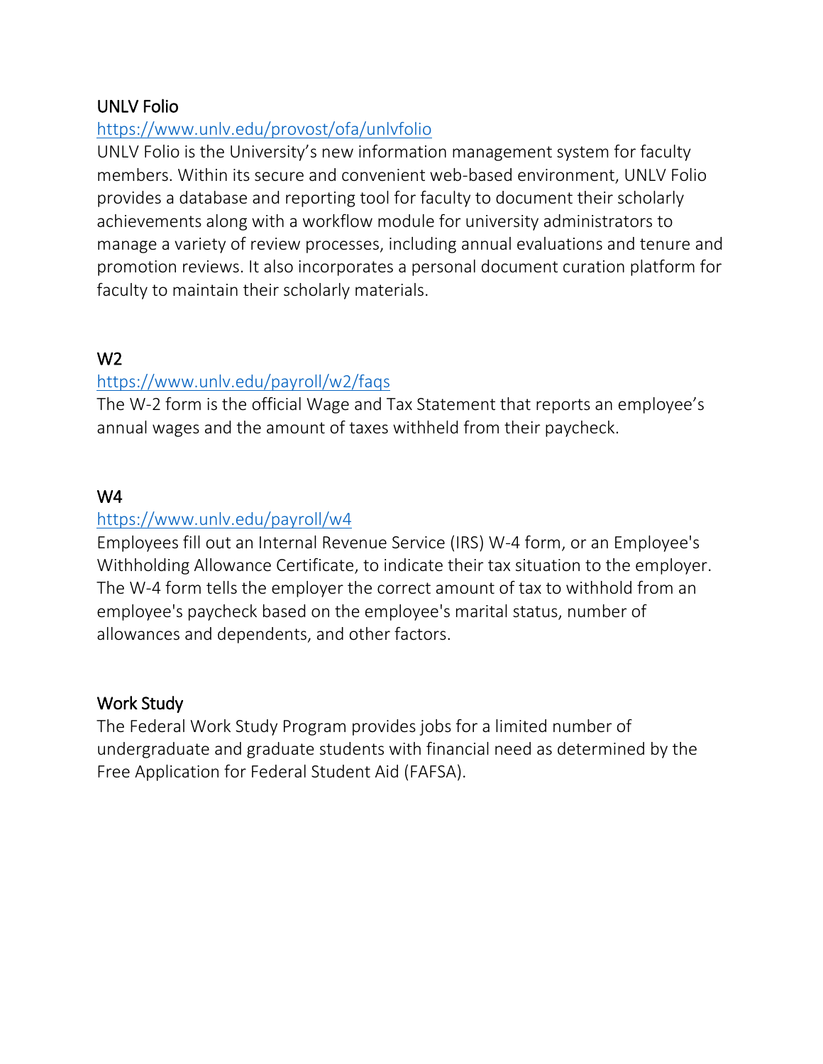### UNLV Folio

https://www.unlv.edu/provost/ofa/unlvfolio

UNLV Folio is the University's new information management system for faculty members. Within its secure and convenient web-based environment, UNLV Folio provides a database and reporting tool for faculty to document their scholarly achievements along with a workflow module for university administrators to manage a variety of review processes, including annual evaluations and tenure and promotion reviews. It also incorporates a personal document curation platform for faculty to maintain their scholarly materials.

### W2

https://www.unlv.edu/payroll/w2/faqs

The W-2 form is the official Wage and Tax Statement that reports an employee's annual wages and the amount of taxes withheld from their paycheck.

### W4

https://www.unlv.edu/payroll/w4

Employees fill out an Internal Revenue Service (IRS) W-4 form, or an Employee's Withholding Allowance Certificate, to indicate their tax situation to the employer. The W-4 form tells the employer the correct amount of tax to withhold from an employee's paycheck based on the employee's marital status, number of allowances and dependents, and other factors.

### Work Study

The Federal Work Study Program provides jobs for a limited number of undergraduate and graduate students with financial need as determined by the Free Application for Federal Student Aid (FAFSA).